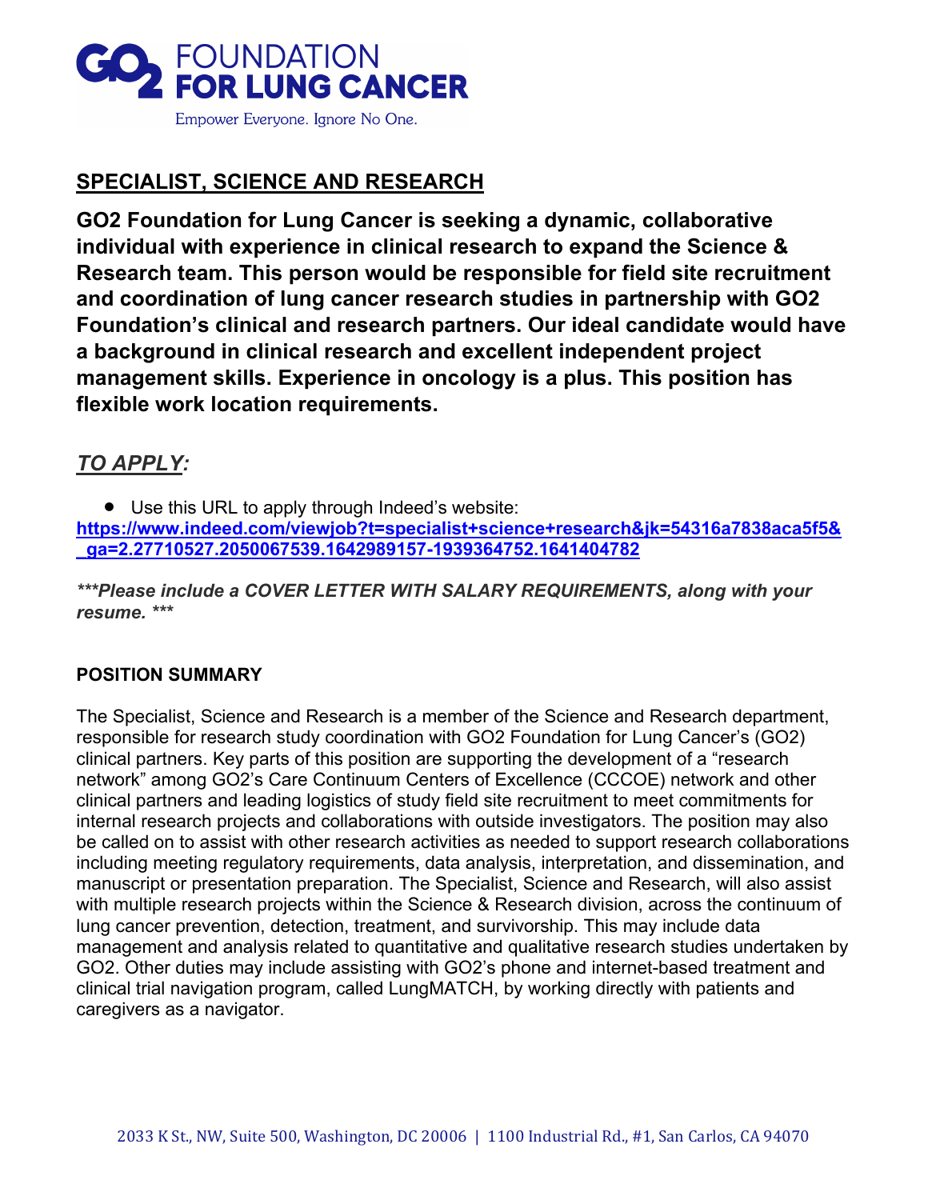GO2 FOUNDATION FOR LUNG CANCER

Empower Everyone. Ignore No One.

## SPECIALIST, SCIENCE AND RESEARCH

**GO2 Foundation for Lung Cancer is seeking a dynamic, collaborative individual with experience in clinical research to expand the Science & Research team. This person would be responsible for field site recruitment and coordination of lung cancer research studies in partnership with GO2 Foundation's clinical and research partners. Our ideal candidate would have a background in clinical research and excellent independent project management skills. Experience in oncology is a plus. This position has flexible work location requirements.**

## *TO APPLY:*

- Use this URL to apply through Indeed's website:

[https://www.indeed.com/viewjob?t=specialist+science+research&jk=54316a7838aca5f5&_ga=2.27710527.2050067539.1642989157-1939364752.1641404782](https://www.indeed.com/viewjob?t=specialist+science+research&jk=54316a7838aca5f5&_ga=2.27710527.2050067539.1642989157-1939364752.1641404782)

***\*\*\*Please include a COVER LETTER WITH SALARY REQUIREMENTS, along with your resume. \*\*\****

### POSITION SUMMARY

The Specialist, Science and Research is a member of the Science and Research department, responsible for research study coordination with GO2 Foundation for Lung Cancer's (GO2) clinical partners. Key parts of this position are supporting the development of a "research network" among GO2's Care Continuum Centers of Excellence (CCCOE) network and other clinical partners and leading logistics of study field site recruitment to meet commitments for internal research projects and collaborations with outside investigators. The position may also be called on to assist with other research activities as needed to support research collaborations including meeting regulatory requirements, data analysis, interpretation, and dissemination, and manuscript or presentation preparation. The Specialist, Science and Research, will also assist with multiple research projects within the Science & Research division, across the continuum of lung cancer prevention, detection, treatment, and survivorship. This may include data management and analysis related to quantitative and qualitative research studies undertaken by GO2. Other duties may include assisting with GO2's phone and internet-based treatment and clinical trial navigation program, called LungMATCH, by working directly with patients and caregivers as a navigator.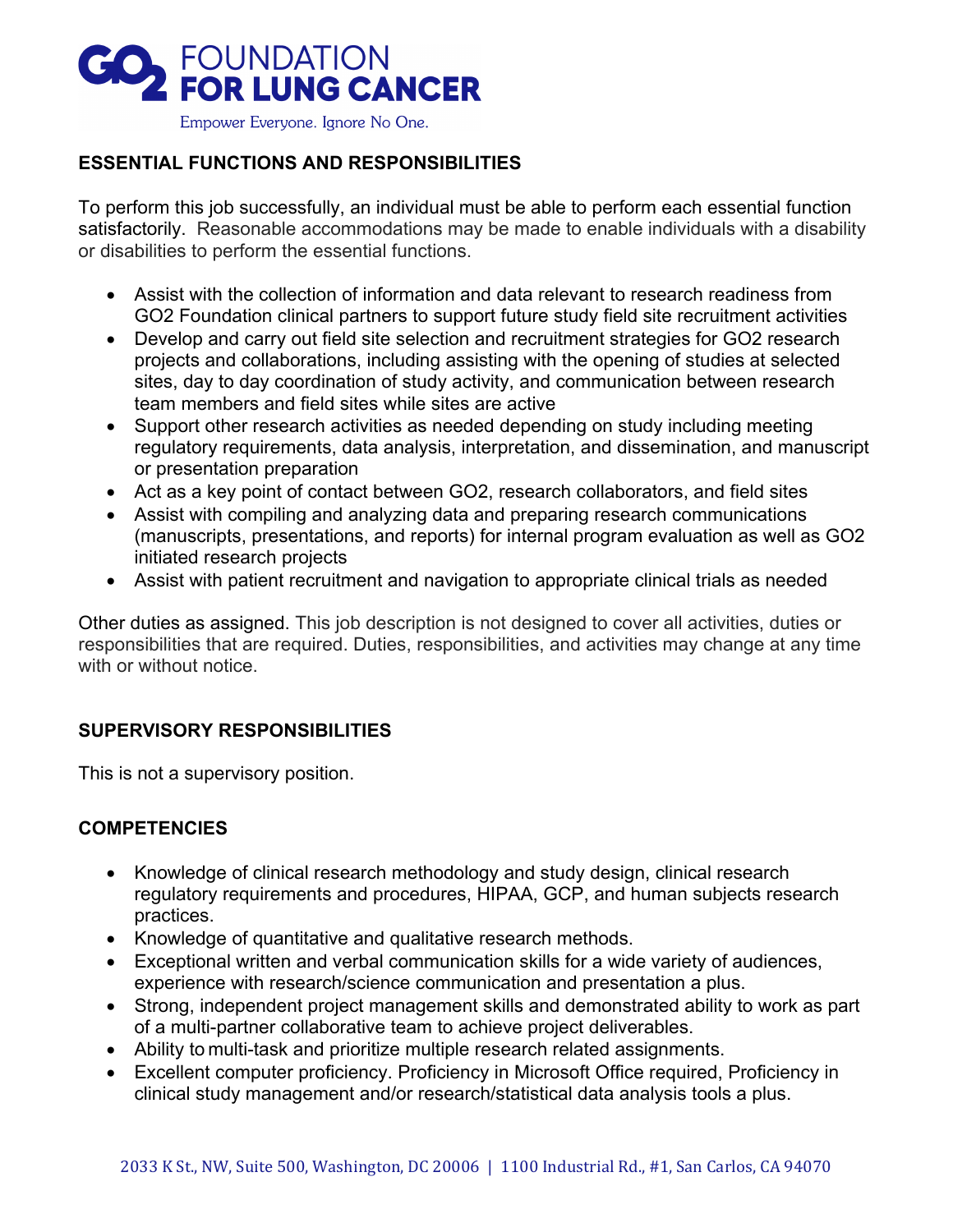## ESSENTIAL FUNCTIONS AND RESPONSIBILITIES

To perform this job successfully, an individual must be able to perform each essential function satisfactorily. Reasonable accommodations may be made to enable individuals with a disability or disabilities to perform the essential functions.

- Assist with the collection of information and data relevant to research readiness from GO2 Foundation clinical partners to support future study field site recruitment activities
- Develop and carry out field site selection and recruitment strategies for GO2 research projects and collaborations, including assisting with the opening of studies at selected sites, day to day coordination of study activity, and communication between research team members and field sites while sites are active
- Support other research activities as needed depending on study including meeting regulatory requirements, data analysis, interpretation, and dissemination, and manuscript or presentation preparation
- Act as a key point of contact between GO2, research collaborators, and field sites
- Assist with compiling and analyzing data and preparing research communications (manuscripts, presentations, and reports) for internal program evaluation as well as GO2 initiated research projects
- Assist with patient recruitment and navigation to appropriate clinical trials as needed

Other duties as assigned. This job description is not designed to cover all activities, duties or responsibilities that are required. Duties, responsibilities, and activities may change at any time with or without notice.

## SUPERVISORY RESPONSIBILITIES

This is not a supervisory position.

## COMPETENCIES

- Knowledge of clinical research methodology and study design, clinical research regulatory requirements and procedures, HIPAA, GCP, and human subjects research practices.
- Knowledge of quantitative and qualitative research methods.
- Exceptional written and verbal communication skills for a wide variety of audiences, experience with research/science communication and presentation a plus.
- Strong, independent project management skills and demonstrated ability to work as part of a multi-partner collaborative team to achieve project deliverables.
- Ability to multi-task and prioritize multiple research related assignments.
- Excellent computer proficiency. Proficiency in Microsoft Office required, Proficiency in clinical study management and/or research/statistical data analysis tools a plus.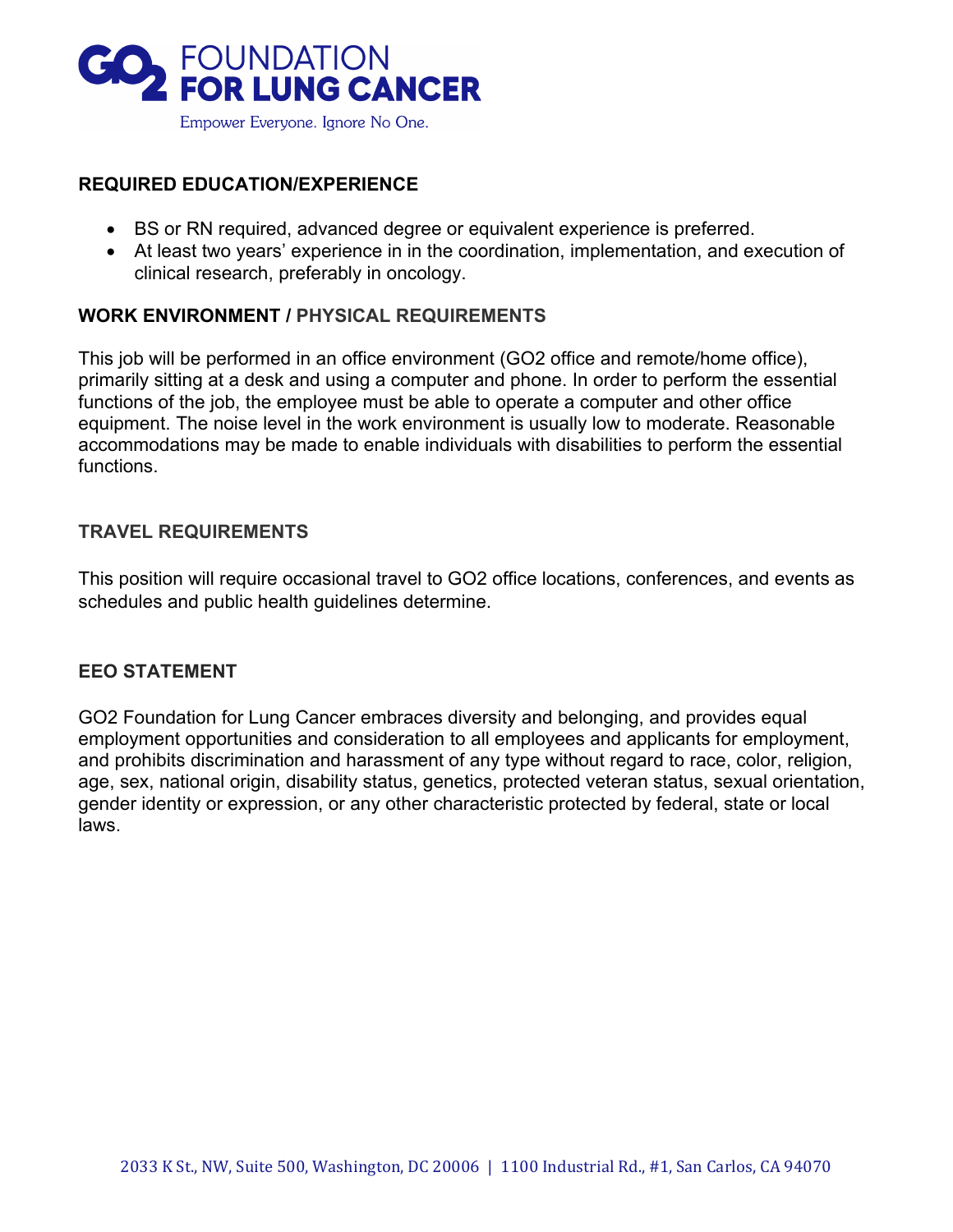## REQUIRED EDUCATION/EXPERIENCE

- BS or RN required, advanced degree or equivalent experience is preferred.
- At least two years' experience in in the coordination, implementation, and execution of clinical research, preferably in oncology.

## WORK ENVIRONMENT / PHYSICAL REQUIREMENTS

This job will be performed in an office environment (GO2 office and remote/home office), primarily sitting at a desk and using a computer and phone. In order to perform the essential functions of the job, the employee must be able to operate a computer and other office equipment. The noise level in the work environment is usually low to moderate. Reasonable accommodations may be made to enable individuals with disabilities to perform the essential functions.

## TRAVEL REQUIREMENTS

This position will require occasional travel to GO2 office locations, conferences, and events as schedules and public health guidelines determine.

## EEO STATEMENT

GO2 Foundation for Lung Cancer embraces diversity and belonging, and provides equal employment opportunities and consideration to all employees and applicants for employment, and prohibits discrimination and harassment of any type without regard to race, color, religion, age, sex, national origin, disability status, genetics, protected veteran status, sexual orientation, gender identity or expression, or any other characteristic protected by federal, state or local laws.